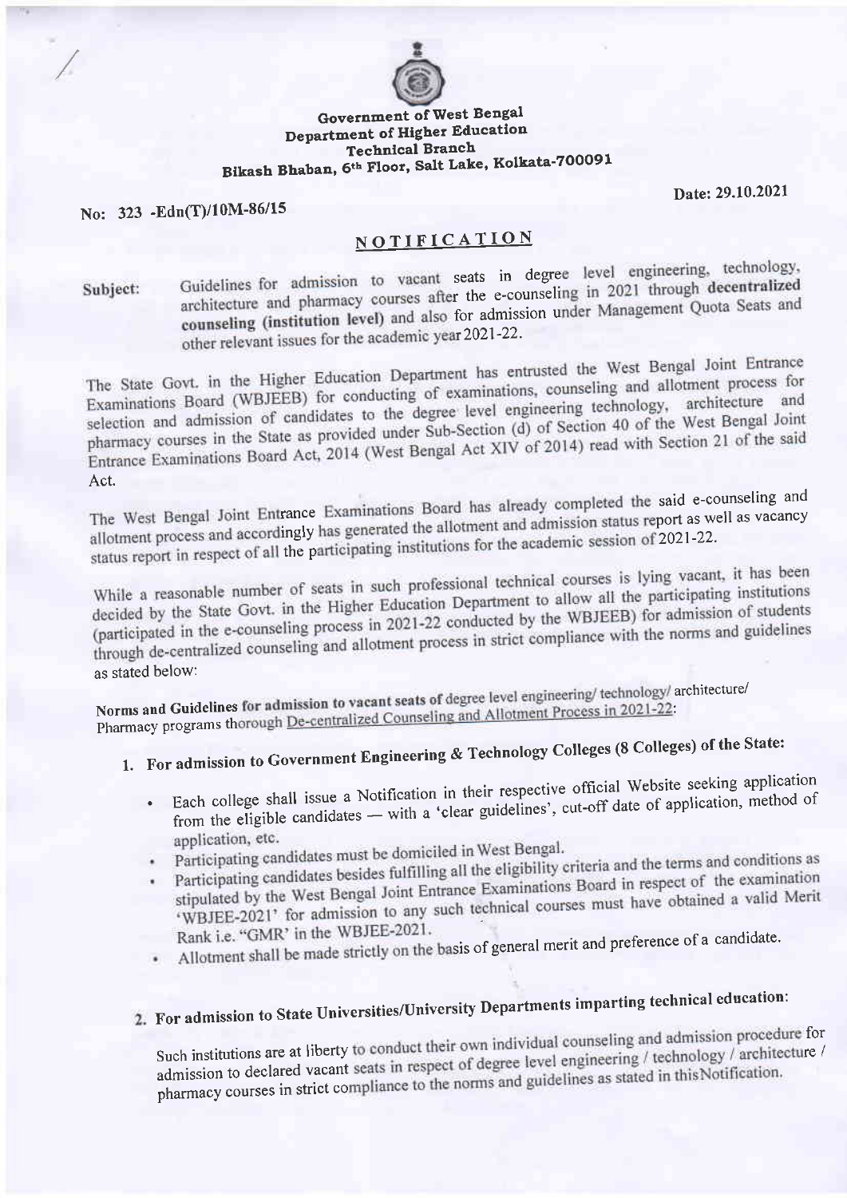**Government of West Bengal**
**Department of Higher Education**
**Technical Branch**
**Bikash Bhaban, 6th Floor, Salt Lake, Kolkata-700091**

No: 323 -Edn(T)/10M-86/15

Date: 29.10.2021

## NOTIFICATION

Subject: Guidelines for admission to vacant seats in degree level engineering, technology, architecture and pharmacy courses after the e-counseling in 2021 through **decentralized counseling (institution level)** and also for admission under Management Quota Seats and other relevant issues for the academic year 2021-22.

The State Govt. in the Higher Education Department has entrusted the West Bengal Joint Entrance Examinations Board (WBJEEB) for conducting of examinations, counseling and allotment process for selection and admission of candidates to the degree level engineering technology, architecture and pharmacy courses in the State as provided under Sub-Section (d) of Section 40 of the West Bengal Joint Entrance Examinations Board Act, 2014 (West Bengal Act XIV of 2014) read with Section 21 of the said Act.

The West Bengal Joint Entrance Examinations Board has already completed the said e-counseling and allotment process and accordingly has generated the allotment and admission status report as well as vacancy status report in respect of all the participating institutions for the academic session of 2021-22.

While a reasonable number of seats in such professional technical courses is lying vacant, it has been decided by the State Govt. in the Higher Education Department to allow all the participating institutions (participated in the e-counseling process in 2021-22 conducted by the WBJEEB) for admission of students through de-centralized counseling and allotment process in strict compliance with the norms and guidelines as stated below:

**Norms and Guidelines for admission to vacant seats of** degree level engineering/ technology/ architecture/ Pharmacy programs thorough De-centralized Counseling and Allotment Process in 2021-22:

1. **For admission to Government Engineering & Technology Colleges (8 Colleges) of the State:**
   - Each college shall issue a Notification in their respective official Website seeking application from the eligible candidates — with a 'clear guidelines', cut-off date of application, method of application, etc.
   - Participating candidates must be domiciled in West Bengal.
   - Participating candidates besides fulfilling all the eligibility criteria and the terms and conditions as stipulated by the West Bengal Joint Entrance Examinations Board in respect of the examination 'WBJEE-2021' for admission to any such technical courses must have obtained a valid Merit Rank i.e. "GMR" in the WBJEE-2021.
   - Allotment shall be made strictly on the basis of general merit and preference of a candidate.

2. **For admission to State Universities/University Departments imparting technical education:**

   Such institutions are at liberty to conduct their own individual counseling and admission procedure for admission to declared vacant seats in respect of degree level engineering / technology / architecture / pharmacy courses in strict compliance to the norms and guidelines as stated in this Notification.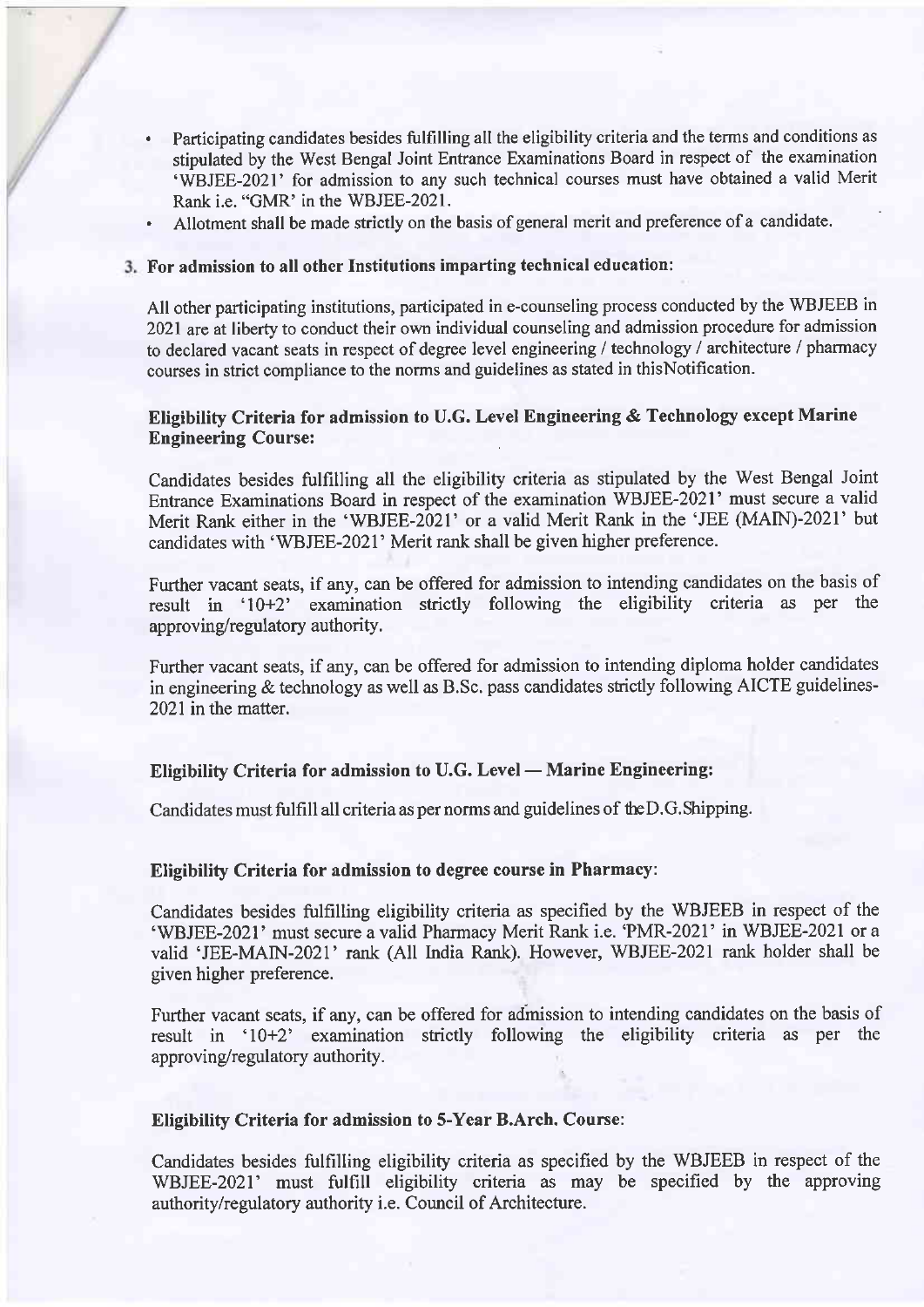- Participating candidates besides fulfilling all the eligibility criteria and the terms and conditions as stipulated by the West Bengal Joint Entrance Examinations Board in respect of the examination 'WBJEE-2021' for admission to any such technical courses must have obtained a valid Merit Rank i.e. "GMR' in the WBJEE-2021.
- Allotment shall be made strictly on the basis of general merit and preference of a candidate.

**3. For admission to all other Institutions imparting technical education:**

All other participating institutions, participated in e-counseling process conducted by the WBJEEB in 2021 are at liberty to conduct their own individual counseling and admission procedure for admission to declared vacant seats in respect of degree level engineering / technology / architecture / pharmacy courses in strict compliance to the norms and guidelines as stated in thisNotification.

**Eligibility Criteria for admission to U.G. Level Engineering & Technology except Marine Engineering Course:**

Candidates besides fulfilling all the eligibility criteria as stipulated by the West Bengal Joint Entrance Examinations Board in respect of the examination WBJEE-2021' must secure a valid Merit Rank either in the 'WBJEE-2021' or a valid Merit Rank in the 'JEE (MAIN)-2021' but candidates with 'WBJEE-2021' Merit rank shall be given higher preference.

Further vacant seats, if any, can be offered for admission to intending candidates on the basis of result in '10+2' examination strictly following the eligibility criteria as per the approving/regulatory authority.

Further vacant seats, if any, can be offered for admission to intending diploma holder candidates in engineering & technology as well as B.Sc. pass candidates strictly following AICTE guidelines-2021 in the matter.

**Eligibility Criteria for admission to U.G. Level — Marine Engineering:**

Candidates must fulfill all criteria as per norms and guidelines of theD.G.Shipping.

**Eligibility Criteria for admission to degree course in Pharmacy:**

Candidates besides fulfilling eligibility criteria as specified by the WBJEEB in respect of the 'WBJEE-2021' must secure a valid Pharmacy Merit Rank i.e. 'PMR-2021' in WBJEE-2021 or a valid 'JEE-MAIN-2021' rank (All India Rank). However, WBJEE-2021 rank holder shall be given higher preference.

Further vacant seats, if any, can be offered for admission to intending candidates on the basis of result in '10+2' examination strictly following the eligibility criteria as per the approving/regulatory authority.

**Eligibility Criteria for admission to 5-Year B.Arch. Course:**

Candidates besides fulfilling eligibility criteria as specified by the WBJEEB in respect of the WBJEE-2021' must fulfill eligibility criteria as may be specified by the approving authority/regulatory authority i.e. Council of Architecture.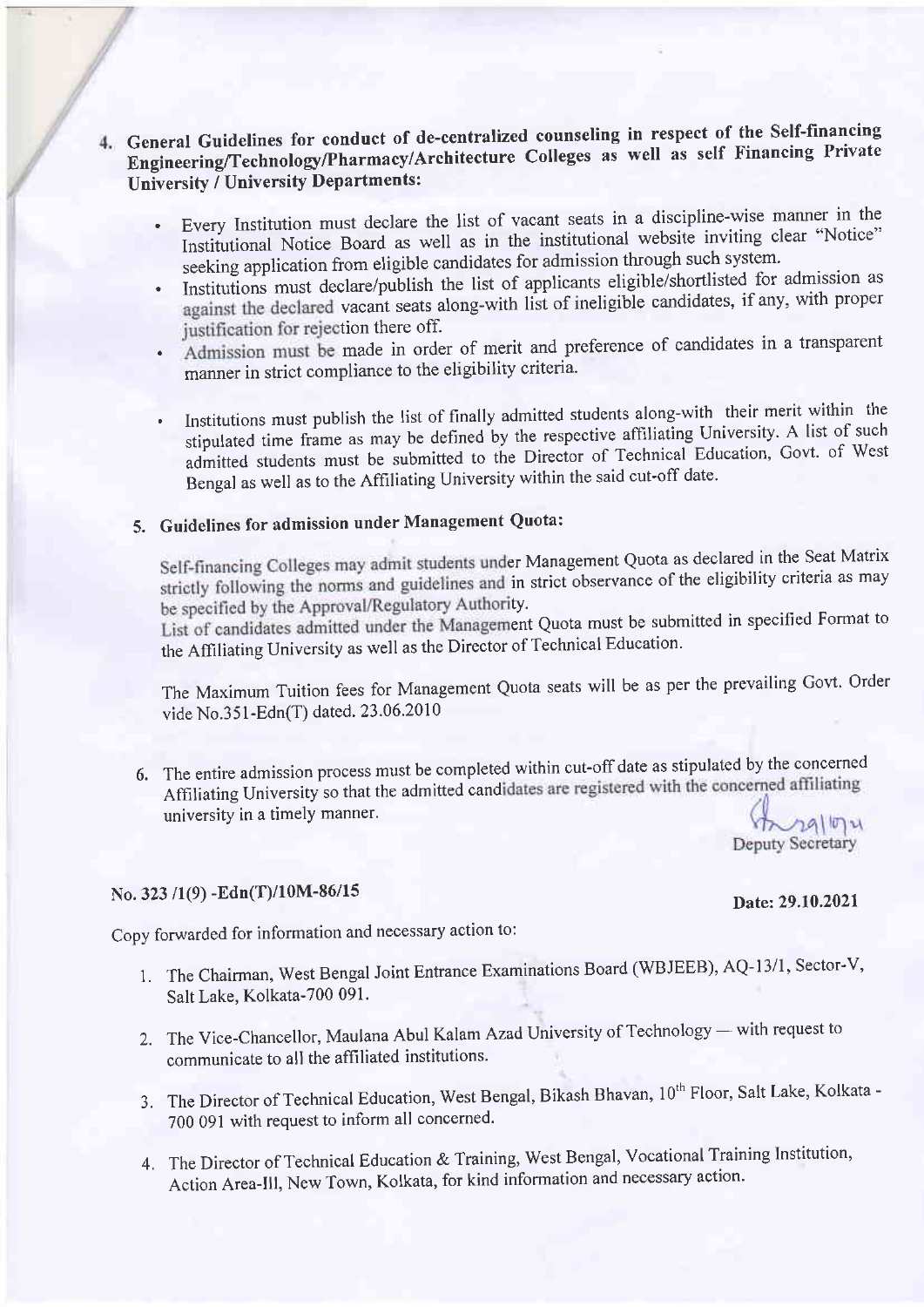4. **General Guidelines for conduct of de-centralized counseling in respect of the Self-financing Engineering/Technology/Pharmacy/Architecture Colleges as well as self Financing Private University / University Departments:**

   - Every Institution must declare the list of vacant seats in a discipline-wise manner in the Institutional Notice Board as well as in the institutional website inviting clear "Notice" seeking application from eligible candidates for admission through such system.
   - Institutions must declare/publish the list of applicants eligible/shortlisted for admission as against the declared vacant seats along-with list of ineligible candidates, if any, with proper justification for rejection there off.
   - Admission must be made in order of merit and preference of candidates in a transparent manner in strict compliance to the eligibility criteria.
   - Institutions must publish the list of finally admitted students along-with their merit within the stipulated time frame as may be defined by the respective affiliating University. A list of such admitted students must be submitted to the Director of Technical Education, Govt. of West Bengal as well as to the Affiliating University within the said cut-off date.

5. **Guidelines for admission under Management Quota:**

   Self-financing Colleges may admit students under Management Quota as declared in the Seat Matrix strictly following the norms and guidelines and in strict observance of the eligibility criteria as may be specified by the Approval/Regulatory Authority.
   List of candidates admitted under the Management Quota must be submitted in specified Format to the Affiliating University as well as the Director of Technical Education.

   The Maximum Tuition fees for Management Quota seats will be as per the prevailing Govt. Order vide No.351-Edn(T) dated. 23.06.2010

6. The entire admission process must be completed within cut-off date as stipulated by the concerned Affiliating University so that the admitted candidates are registered with the concerned affiliating university in a timely manner.

29/10/21
Deputy Secretary

**No. 323 /1(9) -Edn(T)/10M-86/15** **Date: 29.10.2021**

Copy forwarded for information and necessary action to:

1. The Chairman, West Bengal Joint Entrance Examinations Board (WBJEEB), AQ-13/1, Sector-V, Salt Lake, Kolkata-700 091.
2. The Vice-Chancellor, Maulana Abul Kalam Azad University of Technology — with request to communicate to all the affiliated institutions.
3. The Director of Technical Education, West Bengal, Bikash Bhavan, 10th Floor, Salt Lake, Kolkata - 700 091 with request to inform all concerned.
4. The Director of Technical Education & Training, West Bengal, Vocational Training Institution, Action Area-III, New Town, Kolkata, for kind information and necessary action.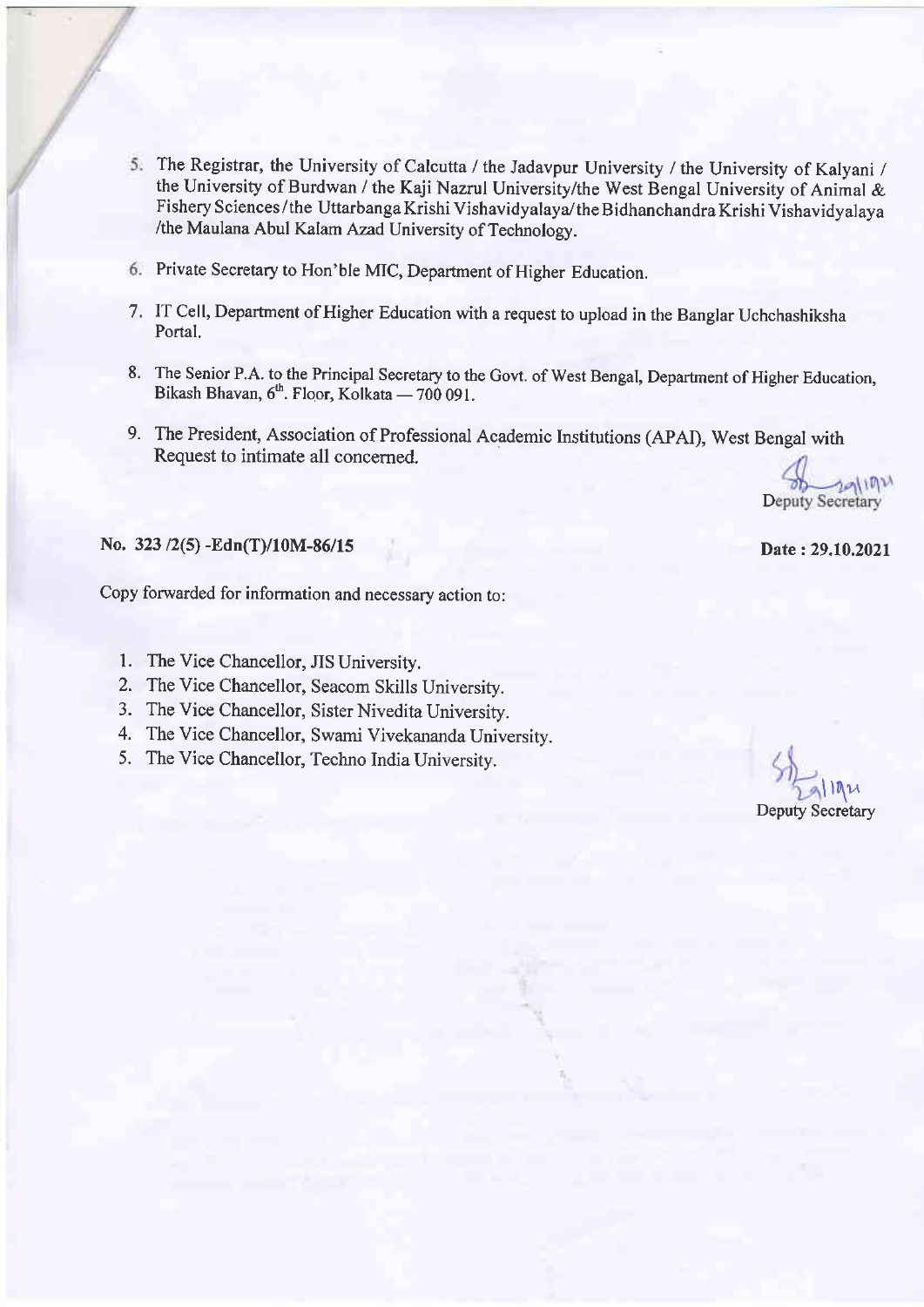5. The Registrar, the University of Calcutta / the Jadavpur University / the University of Kalyani / the University of Burdwan / the Kaji Nazrul University/the West Bengal University of Animal & Fishery Sciences/the Uttarbanga Krishi Vishavidyalaya/the Bidhanchandra Krishi Vishavidyalaya /the Maulana Abul Kalam Azad University of Technology.

6. Private Secretary to Hon'ble MIC, Department of Higher Education.

7. IT Cell, Department of Higher Education with a request to upload in the Banglar Uchchashiksha Portal.

8. The Senior P.A. to the Principal Secretary to the Govt. of West Bengal, Department of Higher Education, Bikash Bhavan, 6th. Floor, Kolkata — 700 091.

9. The President, Association of Professional Academic Institutions (APAI), West Bengal with Request to intimate all concerned.

29/10/21
Deputy Secretary

**No. 323 /2(5) -Edn(T)/10M-86/15** **Date : 29.10.2021**

Copy forwarded for information and necessary action to:

1. The Vice Chancellor, JIS University.
2. The Vice Chancellor, Seacom Skills University.
3. The Vice Chancellor, Sister Nivedita University.
4. The Vice Chancellor, Swami Vivekananda University.
5. The Vice Chancellor, Techno India University.

29/10/21
Deputy Secretary